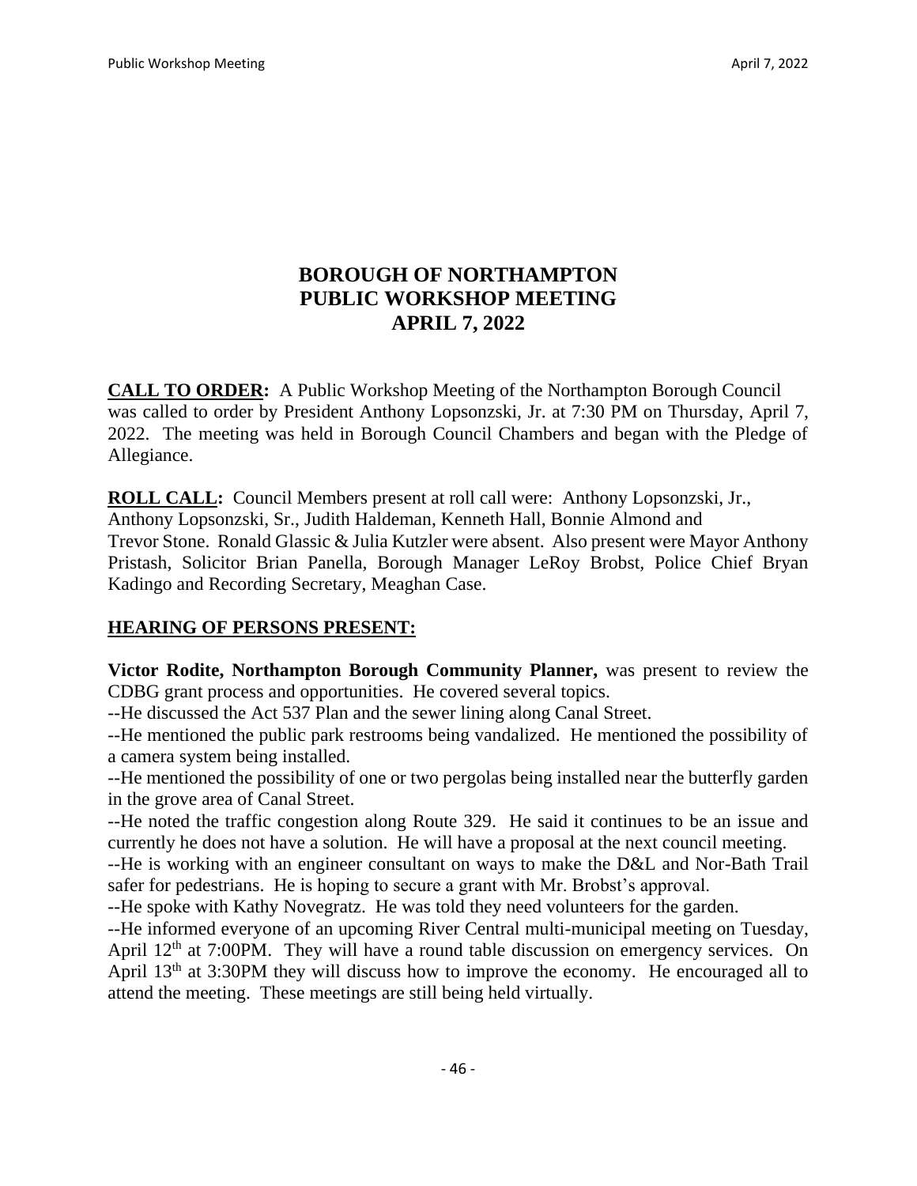# BOROUGH OF NORTHAMPTON
# PUBLIC WORKSHOP MEETING
# APRIL 7, 2022

**CALL TO ORDER:** A Public Workshop Meeting of the Northampton Borough Council was called to order by President Anthony Lopsonzski, Jr. at 7:30 PM on Thursday, April 7, 2022. The meeting was held in Borough Council Chambers and began with the Pledge of Allegiance.

**ROLL CALL:** Council Members present at roll call were: Anthony Lopsonzski, Jr., Anthony Lopsonzski, Sr., Judith Haldeman, Kenneth Hall, Bonnie Almond and Trevor Stone. Ronald Glassic & Julia Kutzler were absent. Also present were Mayor Anthony Pristash, Solicitor Brian Panella, Borough Manager LeRoy Brobst, Police Chief Bryan Kadingo and Recording Secretary, Meaghan Case.

**HEARING OF PERSONS PRESENT:**

**Victor Rodite, Northampton Borough Community Planner,** was present to review the CDBG grant process and opportunities. He covered several topics.

--He discussed the Act 537 Plan and the sewer lining along Canal Street.

--He mentioned the public park restrooms being vandalized. He mentioned the possibility of a camera system being installed.

--He mentioned the possibility of one or two pergolas being installed near the butterfly garden in the grove area of Canal Street.

--He noted the traffic congestion along Route 329. He said it continues to be an issue and currently he does not have a solution. He will have a proposal at the next council meeting.

--He is working with an engineer consultant on ways to make the D&L and Nor-Bath Trail safer for pedestrians. He is hoping to secure a grant with Mr. Brobst's approval.

--He spoke with Kathy Novegratz. He was told they need volunteers for the garden.

--He informed everyone of an upcoming River Central multi-municipal meeting on Tuesday, April 12th at 7:00PM. They will have a round table discussion on emergency services. On April 13th at 3:30PM they will discuss how to improve the economy. He encouraged all to attend the meeting. These meetings are still being held virtually.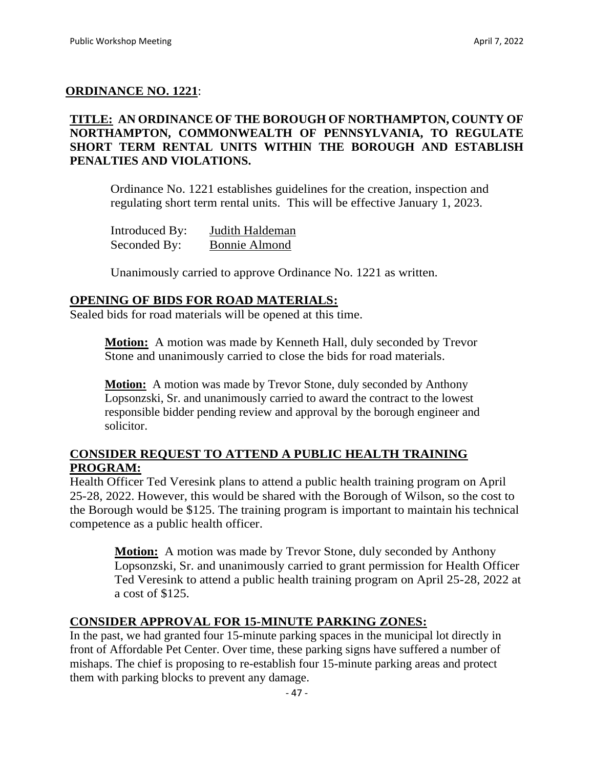**ORDINANCE NO. 1221**:

**TITLE: AN ORDINANCE OF THE BOROUGH OF NORTHAMPTON, COUNTY OF NORTHAMPTON, COMMONWEALTH OF PENNSYLVANIA, TO REGULATE SHORT TERM RENTAL UNITS WITHIN THE BOROUGH AND ESTABLISH PENALTIES AND VIOLATIONS.**

Ordinance No. 1221 establishes guidelines for the creation, inspection and regulating short term rental units. This will be effective January 1, 2023.

Introduced By: Judith Haldeman
Seconded By: Bonnie Almond

Unanimously carried to approve Ordinance No. 1221 as written.

**OPENING OF BIDS FOR ROAD MATERIALS:**

Sealed bids for road materials will be opened at this time.

**Motion:** A motion was made by Kenneth Hall, duly seconded by Trevor Stone and unanimously carried to close the bids for road materials.

**Motion:** A motion was made by Trevor Stone, duly seconded by Anthony Lopsonzski, Sr. and unanimously carried to award the contract to the lowest responsible bidder pending review and approval by the borough engineer and solicitor.

**CONSIDER REQUEST TO ATTEND A PUBLIC HEALTH TRAINING PROGRAM:**

Health Officer Ted Veresink plans to attend a public health training program on April 25-28, 2022. However, this would be shared with the Borough of Wilson, so the cost to the Borough would be $125. The training program is important to maintain his technical competence as a public health officer.

**Motion:** A motion was made by Trevor Stone, duly seconded by Anthony Lopsonzski, Sr. and unanimously carried to grant permission for Health Officer Ted Veresink to attend a public health training program on April 25-28, 2022 at a cost of $125.

**CONSIDER APPROVAL FOR 15-MINUTE PARKING ZONES:**

In the past, we had granted four 15-minute parking spaces in the municipal lot directly in front of Affordable Pet Center. Over time, these parking signs have suffered a number of mishaps. The chief is proposing to re-establish four 15-minute parking areas and protect them with parking blocks to prevent any damage.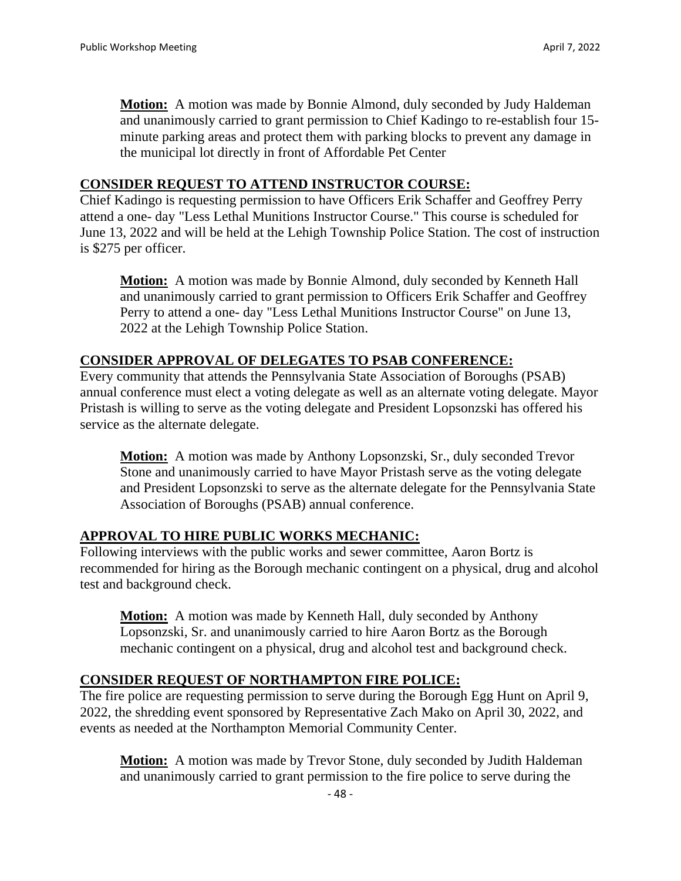**Motion:** A motion was made by Bonnie Almond, duly seconded by Judy Haldeman and unanimously carried to grant permission to Chief Kadingo to re-establish four 15-minute parking areas and protect them with parking blocks to prevent any damage in the municipal lot directly in front of Affordable Pet Center

## CONSIDER REQUEST TO ATTEND INSTRUCTOR COURSE:

Chief Kadingo is requesting permission to have Officers Erik Schaffer and Geoffrey Perry attend a one- day "Less Lethal Munitions Instructor Course." This course is scheduled for June 13, 2022 and will be held at the Lehigh Township Police Station. The cost of instruction is $275 per officer.

**Motion:** A motion was made by Bonnie Almond, duly seconded by Kenneth Hall and unanimously carried to grant permission to Officers Erik Schaffer and Geoffrey Perry to attend a one- day "Less Lethal Munitions Instructor Course" on June 13, 2022 at the Lehigh Township Police Station.

## CONSIDER APPROVAL OF DELEGATES TO PSAB CONFERENCE:

Every community that attends the Pennsylvania State Association of Boroughs (PSAB) annual conference must elect a voting delegate as well as an alternate voting delegate. Mayor Pristash is willing to serve as the voting delegate and President Lopsonzski has offered his service as the alternate delegate.

**Motion:** A motion was made by Anthony Lopsonzski, Sr., duly seconded Trevor Stone and unanimously carried to have Mayor Pristash serve as the voting delegate and President Lopsonzski to serve as the alternate delegate for the Pennsylvania State Association of Boroughs (PSAB) annual conference.

## APPROVAL TO HIRE PUBLIC WORKS MECHANIC:

Following interviews with the public works and sewer committee, Aaron Bortz is recommended for hiring as the Borough mechanic contingent on a physical, drug and alcohol test and background check.

**Motion:** A motion was made by Kenneth Hall, duly seconded by Anthony Lopsonzski, Sr. and unanimously carried to hire Aaron Bortz as the Borough mechanic contingent on a physical, drug and alcohol test and background check.

## CONSIDER REQUEST OF NORTHAMPTON FIRE POLICE:

The fire police are requesting permission to serve during the Borough Egg Hunt on April 9, 2022, the shredding event sponsored by Representative Zach Mako on April 30, 2022, and events as needed at the Northampton Memorial Community Center.

**Motion:** A motion was made by Trevor Stone, duly seconded by Judith Haldeman and unanimously carried to grant permission to the fire police to serve during the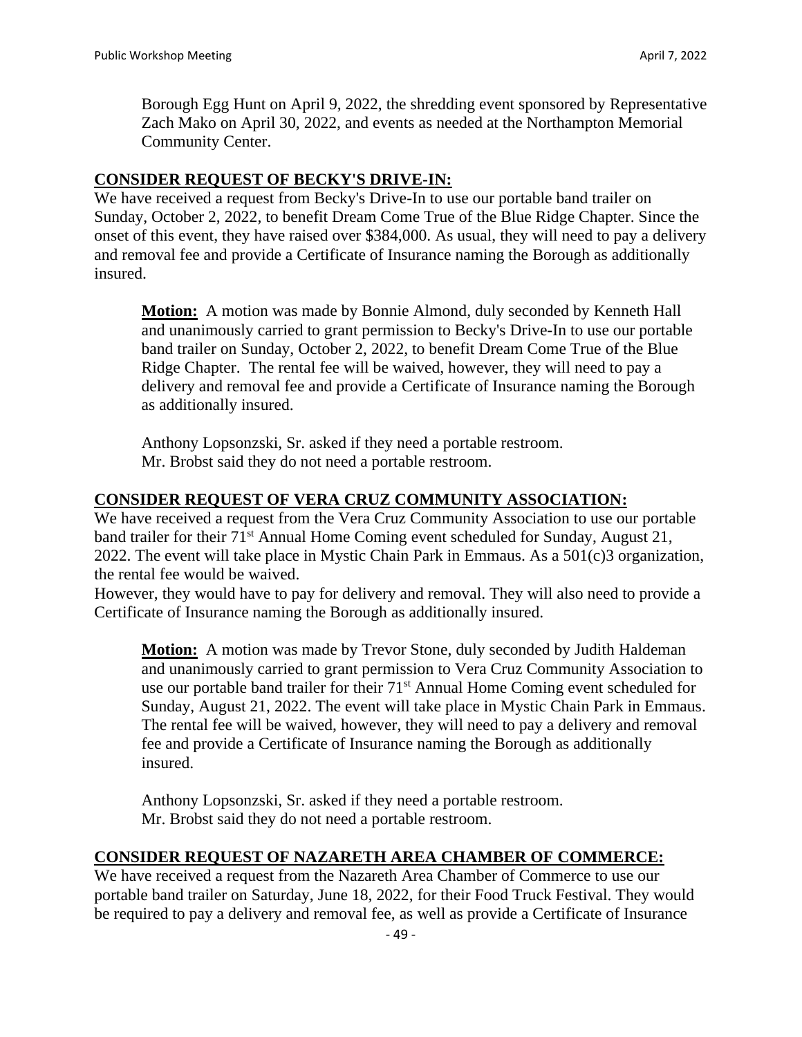Borough Egg Hunt on April 9, 2022, the shredding event sponsored by Representative Zach Mako on April 30, 2022, and events as needed at the Northampton Memorial Community Center.

## CONSIDER REQUEST OF BECKY'S DRIVE-IN:

We have received a request from Becky's Drive-In to use our portable band trailer on Sunday, October 2, 2022, to benefit Dream Come True of the Blue Ridge Chapter. Since the onset of this event, they have raised over $384,000. As usual, they will need to pay a delivery and removal fee and provide a Certificate of Insurance naming the Borough as additionally insured.

> **Motion:** A motion was made by Bonnie Almond, duly seconded by Kenneth Hall and unanimously carried to grant permission to Becky's Drive-In to use our portable band trailer on Sunday, October 2, 2022, to benefit Dream Come True of the Blue Ridge Chapter. The rental fee will be waived, however, they will need to pay a delivery and removal fee and provide a Certificate of Insurance naming the Borough as additionally insured.
>
> Anthony Lopsonzski, Sr. asked if they need a portable restroom.
> Mr. Brobst said they do not need a portable restroom.

## CONSIDER REQUEST OF VERA CRUZ COMMUNITY ASSOCIATION:

We have received a request from the Vera Cruz Community Association to use our portable band trailer for their 71st Annual Home Coming event scheduled for Sunday, August 21, 2022. The event will take place in Mystic Chain Park in Emmaus. As a 501(c)3 organization, the rental fee would be waived.

However, they would have to pay for delivery and removal. They will also need to provide a Certificate of Insurance naming the Borough as additionally insured.

> **Motion:** A motion was made by Trevor Stone, duly seconded by Judith Haldeman and unanimously carried to grant permission to Vera Cruz Community Association to use our portable band trailer for their 71st Annual Home Coming event scheduled for Sunday, August 21, 2022. The event will take place in Mystic Chain Park in Emmaus. The rental fee will be waived, however, they will need to pay a delivery and removal fee and provide a Certificate of Insurance naming the Borough as additionally insured.
>
> Anthony Lopsonzski, Sr. asked if they need a portable restroom.
> Mr. Brobst said they do not need a portable restroom.

## CONSIDER REQUEST OF NAZARETH AREA CHAMBER OF COMMERCE:

We have received a request from the Nazareth Area Chamber of Commerce to use our portable band trailer on Saturday, June 18, 2022, for their Food Truck Festival. They would be required to pay a delivery and removal fee, as well as provide a Certificate of Insurance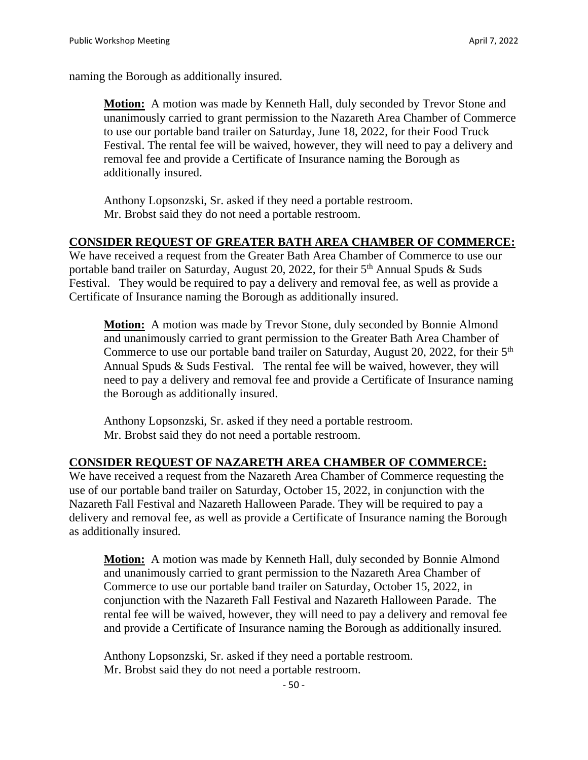naming the Borough as additionally insured.

> **Motion:** A motion was made by Kenneth Hall, duly seconded by Trevor Stone and unanimously carried to grant permission to the Nazareth Area Chamber of Commerce to use our portable band trailer on Saturday, June 18, 2022, for their Food Truck Festival. The rental fee will be waived, however, they will need to pay a delivery and removal fee and provide a Certificate of Insurance naming the Borough as additionally insured.
>
> Anthony Lopsonzski, Sr. asked if they need a portable restroom.
> Mr. Brobst said they do not need a portable restroom.

**CONSIDER REQUEST OF GREATER BATH AREA CHAMBER OF COMMERCE:**

We have received a request from the Greater Bath Area Chamber of Commerce to use our portable band trailer on Saturday, August 20, 2022, for their 5th Annual Spuds & Suds Festival. They would be required to pay a delivery and removal fee, as well as provide a Certificate of Insurance naming the Borough as additionally insured.

> **Motion:** A motion was made by Trevor Stone, duly seconded by Bonnie Almond and unanimously carried to grant permission to the Greater Bath Area Chamber of Commerce to use our portable band trailer on Saturday, August 20, 2022, for their 5th Annual Spuds & Suds Festival. The rental fee will be waived, however, they will need to pay a delivery and removal fee and provide a Certificate of Insurance naming the Borough as additionally insured.
>
> Anthony Lopsonzski, Sr. asked if they need a portable restroom.
> Mr. Brobst said they do not need a portable restroom.

**CONSIDER REQUEST OF NAZARETH AREA CHAMBER OF COMMERCE:**

We have received a request from the Nazareth Area Chamber of Commerce requesting the use of our portable band trailer on Saturday, October 15, 2022, in conjunction with the Nazareth Fall Festival and Nazareth Halloween Parade. They will be required to pay a delivery and removal fee, as well as provide a Certificate of Insurance naming the Borough as additionally insured.

> **Motion:** A motion was made by Kenneth Hall, duly seconded by Bonnie Almond and unanimously carried to grant permission to the Nazareth Area Chamber of Commerce to use our portable band trailer on Saturday, October 15, 2022, in conjunction with the Nazareth Fall Festival and Nazareth Halloween Parade. The rental fee will be waived, however, they will need to pay a delivery and removal fee and provide a Certificate of Insurance naming the Borough as additionally insured.
>
> Anthony Lopsonzski, Sr. asked if they need a portable restroom.
> Mr. Brobst said they do not need a portable restroom.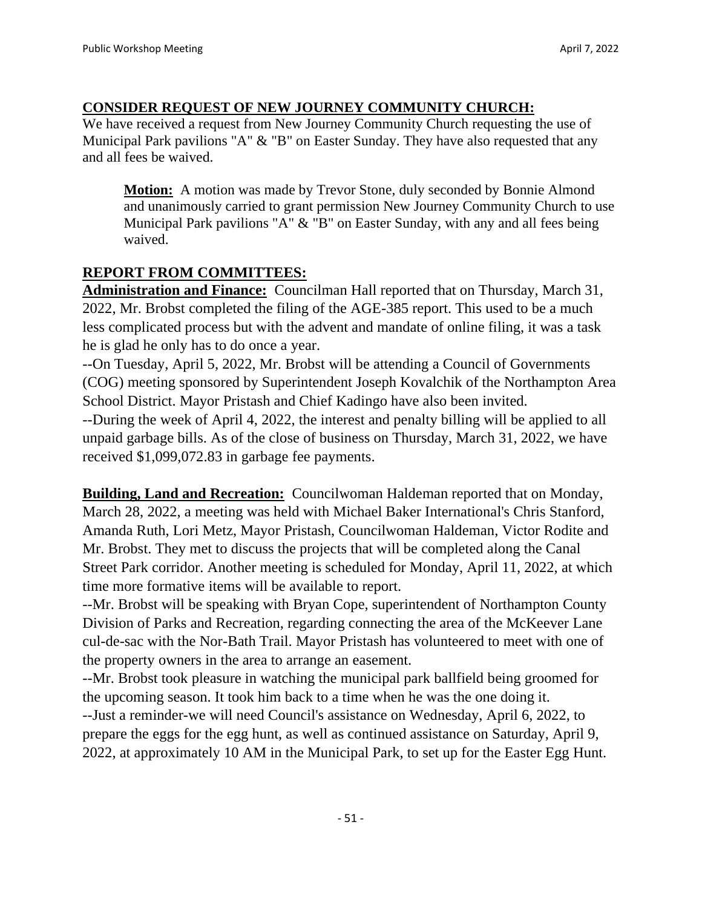## CONSIDER REQUEST OF NEW JOURNEY COMMUNITY CHURCH:

We have received a request from New Journey Community Church requesting the use of Municipal Park pavilions "A" & "B" on Easter Sunday. They have also requested that any and all fees be waived.

> **Motion:** A motion was made by Trevor Stone, duly seconded by Bonnie Almond and unanimously carried to grant permission New Journey Community Church to use Municipal Park pavilions "A" & "B" on Easter Sunday, with any and all fees being waived.

## REPORT FROM COMMITTEES:

**Administration and Finance:** Councilman Hall reported that on Thursday, March 31, 2022, Mr. Brobst completed the filing of the AGE-385 report. This used to be a much less complicated process but with the advent and mandate of online filing, it was a task he is glad he only has to do once a year.

--On Tuesday, April 5, 2022, Mr. Brobst will be attending a Council of Governments (COG) meeting sponsored by Superintendent Joseph Kovalchik of the Northampton Area School District. Mayor Pristash and Chief Kadingo have also been invited.

--During the week of April 4, 2022, the interest and penalty billing will be applied to all unpaid garbage bills. As of the close of business on Thursday, March 31, 2022, we have received $1,099,072.83 in garbage fee payments.

**Building, Land and Recreation:** Councilwoman Haldeman reported that on Monday, March 28, 2022, a meeting was held with Michael Baker International's Chris Stanford, Amanda Ruth, Lori Metz, Mayor Pristash, Councilwoman Haldeman, Victor Rodite and Mr. Brobst. They met to discuss the projects that will be completed along the Canal Street Park corridor. Another meeting is scheduled for Monday, April 11, 2022, at which time more formative items will be available to report.

--Mr. Brobst will be speaking with Bryan Cope, superintendent of Northampton County Division of Parks and Recreation, regarding connecting the area of the McKeever Lane cul-de-sac with the Nor-Bath Trail. Mayor Pristash has volunteered to meet with one of the property owners in the area to arrange an easement.

--Mr. Brobst took pleasure in watching the municipal park ballfield being groomed for the upcoming season. It took him back to a time when he was the one doing it.

--Just a reminder-we will need Council's assistance on Wednesday, April 6, 2022, to prepare the eggs for the egg hunt, as well as continued assistance on Saturday, April 9, 2022, at approximately 10 AM in the Municipal Park, to set up for the Easter Egg Hunt.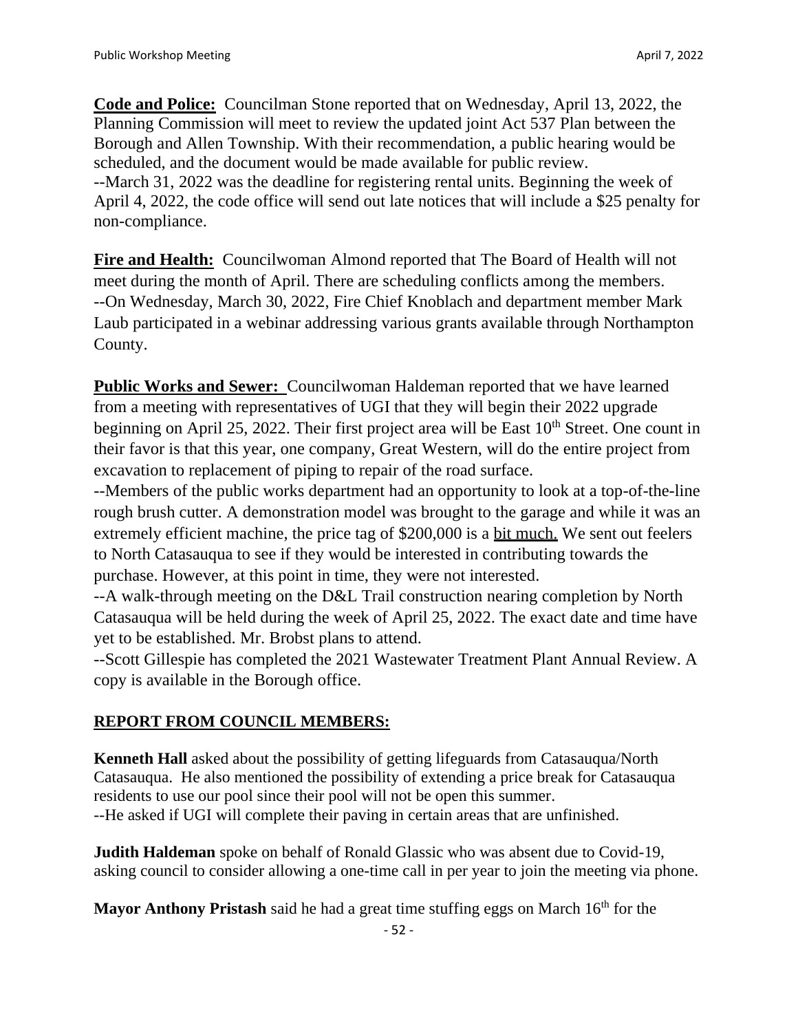**Code and Police:** Councilman Stone reported that on Wednesday, April 13, 2022, the Planning Commission will meet to review the updated joint Act 537 Plan between the Borough and Allen Township. With their recommendation, a public hearing would be scheduled, and the document would be made available for public review.
--March 31, 2022 was the deadline for registering rental units. Beginning the week of April 4, 2022, the code office will send out late notices that will include a $25 penalty for non-compliance.

**Fire and Health:** Councilwoman Almond reported that The Board of Health will not meet during the month of April. There are scheduling conflicts among the members.
--On Wednesday, March 30, 2022, Fire Chief Knoblach and department member Mark Laub participated in a webinar addressing various grants available through Northampton County.

**Public Works and Sewer:** Councilwoman Haldeman reported that we have learned from a meeting with representatives of UGI that they will begin their 2022 upgrade beginning on April 25, 2022. Their first project area will be East 10th Street. One count in their favor is that this year, one company, Great Western, will do the entire project from excavation to replacement of piping to repair of the road surface.
--Members of the public works department had an opportunity to look at a top-of-the-line rough brush cutter. A demonstration model was brought to the garage and while it was an extremely efficient machine, the price tag of $200,000 is a bit much. We sent out feelers to North Catasauqua to see if they would be interested in contributing towards the purchase. However, at this point in time, they were not interested.
--A walk-through meeting on the D&L Trail construction nearing completion by North Catasauqua will be held during the week of April 25, 2022. The exact date and time have yet to be established. Mr. Brobst plans to attend.
--Scott Gillespie has completed the 2021 Wastewater Treatment Plant Annual Review. A copy is available in the Borough office.

## REPORT FROM COUNCIL MEMBERS:

**Kenneth Hall** asked about the possibility of getting lifeguards from Catasauqua/North Catasauqua. He also mentioned the possibility of extending a price break for Catasauqua residents to use our pool since their pool will not be open this summer.
--He asked if UGI will complete their paving in certain areas that are unfinished.

**Judith Haldeman** spoke on behalf of Ronald Glassic who was absent due to Covid-19, asking council to consider allowing a one-time call in per year to join the meeting via phone.

**Mayor Anthony Pristash** said he had a great time stuffing eggs on March 16th for the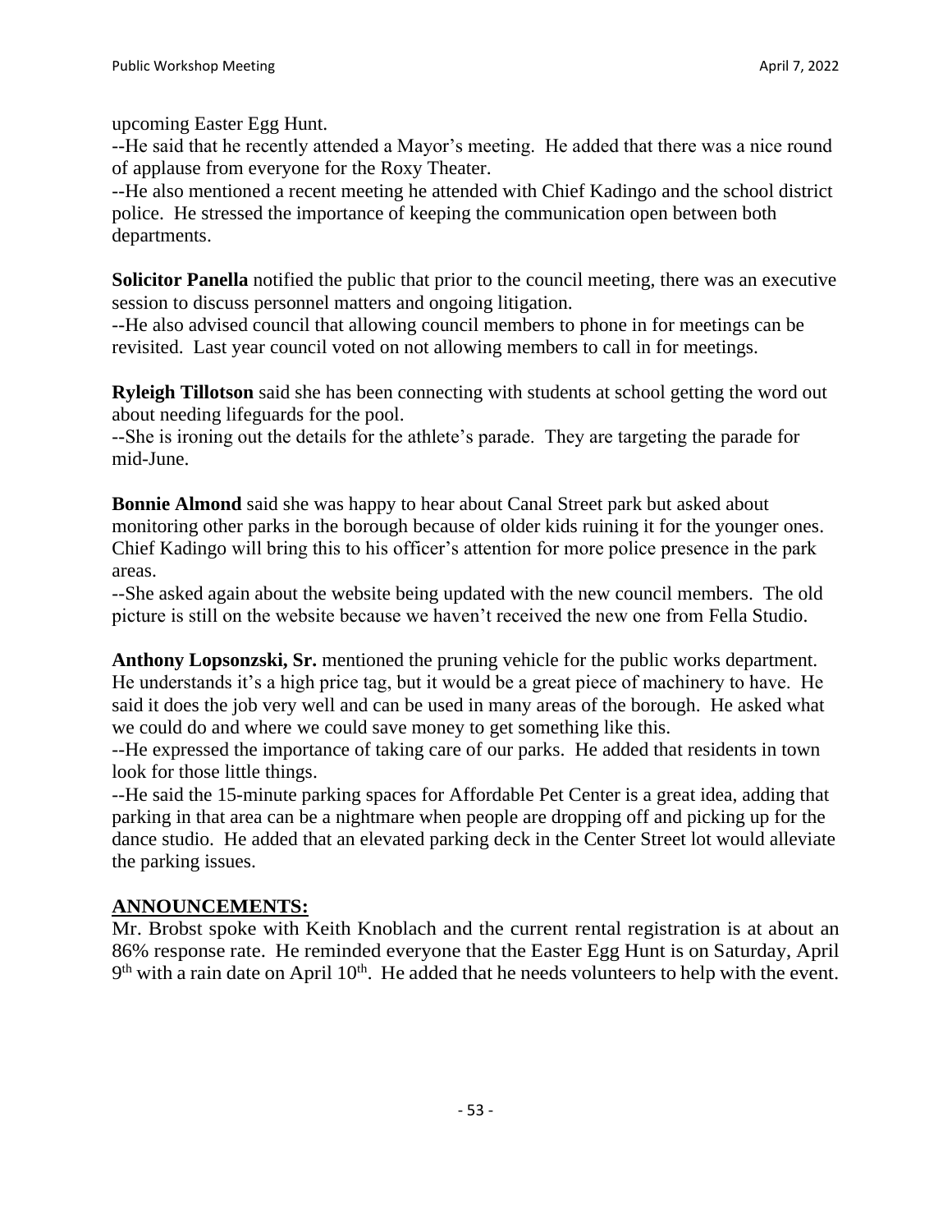upcoming Easter Egg Hunt.

--He said that he recently attended a Mayor's meeting. He added that there was a nice round of applause from everyone for the Roxy Theater.

--He also mentioned a recent meeting he attended with Chief Kadingo and the school district police. He stressed the importance of keeping the communication open between both departments.

**Solicitor Panella** notified the public that prior to the council meeting, there was an executive session to discuss personnel matters and ongoing litigation.

--He also advised council that allowing council members to phone in for meetings can be revisited. Last year council voted on not allowing members to call in for meetings.

**Ryleigh Tillotson** said she has been connecting with students at school getting the word out about needing lifeguards for the pool.

--She is ironing out the details for the athlete's parade. They are targeting the parade for mid-June.

**Bonnie Almond** said she was happy to hear about Canal Street park but asked about monitoring other parks in the borough because of older kids ruining it for the younger ones. Chief Kadingo will bring this to his officer's attention for more police presence in the park areas.

--She asked again about the website being updated with the new council members. The old picture is still on the website because we haven't received the new one from Fella Studio.

**Anthony Lopsonzski, Sr.** mentioned the pruning vehicle for the public works department. He understands it's a high price tag, but it would be a great piece of machinery to have. He said it does the job very well and can be used in many areas of the borough. He asked what we could do and where we could save money to get something like this.

--He expressed the importance of taking care of our parks. He added that residents in town look for those little things.

--He said the 15-minute parking spaces for Affordable Pet Center is a great idea, adding that parking in that area can be a nightmare when people are dropping off and picking up for the dance studio. He added that an elevated parking deck in the Center Street lot would alleviate the parking issues.

## ANNOUNCEMENTS:

Mr. Brobst spoke with Keith Knoblach and the current rental registration is at about an 86% response rate. He reminded everyone that the Easter Egg Hunt is on Saturday, April 9th with a rain date on April 10th. He added that he needs volunteers to help with the event.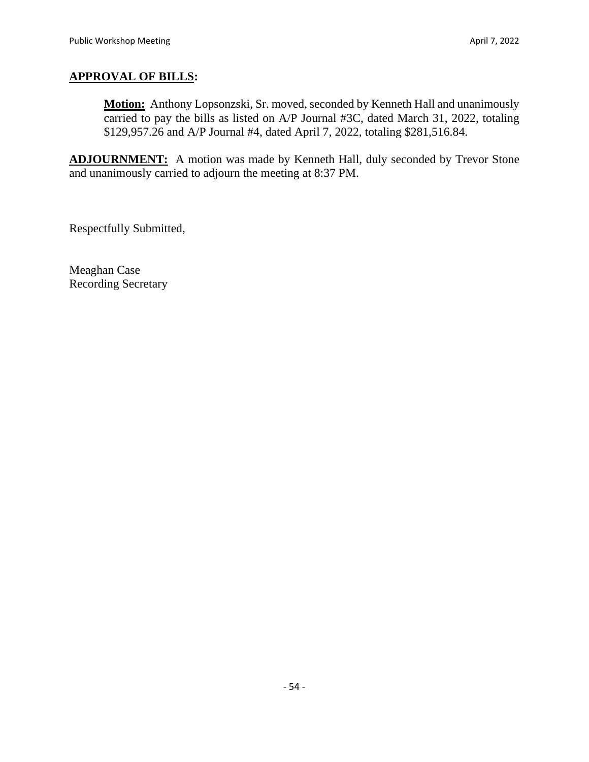**APPROVAL OF BILLS:**

**Motion:** Anthony Lopsonzski, Sr. moved, seconded by Kenneth Hall and unanimously carried to pay the bills as listed on A/P Journal #3C, dated March 31, 2022, totaling $129,957.26 and A/P Journal #4, dated April 7, 2022, totaling $281,516.84.

**ADJOURNMENT:** A motion was made by Kenneth Hall, duly seconded by Trevor Stone and unanimously carried to adjourn the meeting at 8:37 PM.

Respectfully Submitted,

Meaghan Case
Recording Secretary